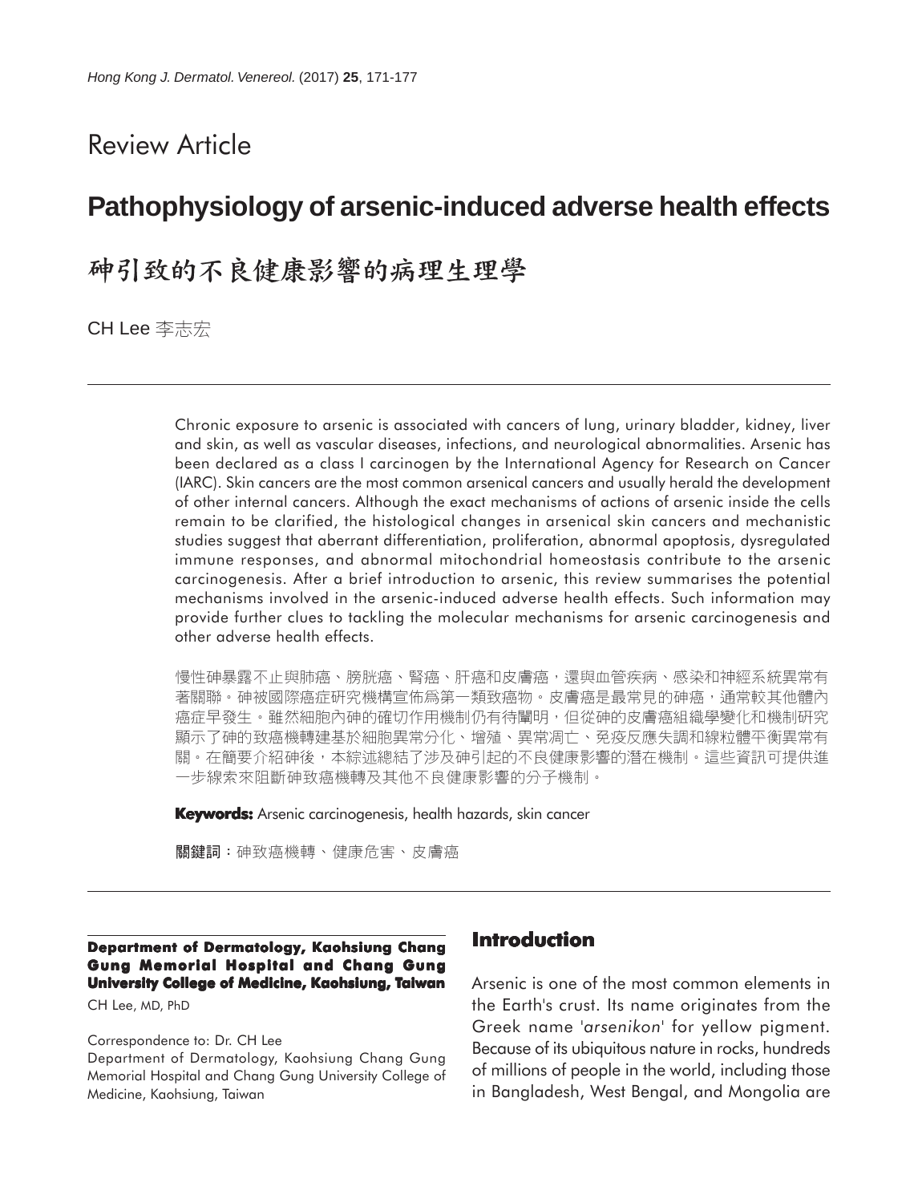Review Article

# Pathophysiology of arsenic-induced adverse health effects

# 砷引致的不良健康影響的病理生理學

CH Lee 李志宏

Chronic exposure to arsenic is associated with cancers of lung, urinary bladder, kidney, liver and skin, as well as vascular diseases, infections, and neurological abnormalities. Arsenic has been declared as a class I carcinogen by the International Agency for Research on Cancer (IARC). Skin cancers are the most common arsenical cancers and usually herald the development of other internal cancers. Although the exact mechanisms of actions of arsenic inside the cells remain to be clarified, the histological changes in arsenical skin cancers and mechanistic studies suggest that aberrant differentiation, proliferation, abnormal apoptosis, dysregulated immune responses, and abnormal mitochondrial homeostasis contribute to the arsenic carcinogenesis. After a brief introduction to arsenic, this review summarises the potential mechanisms involved in the arsenic-induced adverse health effects. Such information may provide further clues to tackling the molecular mechanisms for arsenic carcinogenesis and other adverse health effects.

慢性砷暴露不止與肺癌、膀胱癌、腎癌、肝癌和皮膚癌，還與血管疾病、感染和神經系統異常有著關聯。砷被國際癌症研究機構宣佈爲第一類致癌物。皮膚癌是最常見的砷癌，通常較其他體內癌症早發生。雖然細胞內砷的確切作用機制仍有待闡明，但從砷的皮膚癌組織學變化和機制研究顯示了砷的致癌機轉建基於細胞異常分化、增殖、異常凋亡、免疫反應失調和線粒體平衡異常有關。在簡要介紹砷後，本綜述總結了涉及砷引起的不良健康影響的潛在機制。這些資訊可提供進一步線索來阻斷砷致癌機轉及其他不良健康影響的分子機制。

**Keywords:** Arsenic carcinogenesis, health hazards, skin cancer

**關鍵詞**：砷致癌機轉、健康危害、皮膚癌

**Department of Dermatology, Kaohsiung Chang Gung Memorial Hospital and Chang Gung University College of Medicine, Kaohsiung, Taiwan**

CH Lee, MD, PhD

Correspondence to: Dr. CH Lee
Department of Dermatology, Kaohsiung Chang Gung Memorial Hospital and Chang Gung University College of Medicine, Kaohsiung, Taiwan

## Introduction

Arsenic is one of the most common elements in the Earth's crust. Its name originates from the Greek name '*arsenikon*' for yellow pigment. Because of its ubiquitous nature in rocks, hundreds of millions of people in the world, including those in Bangladesh, West Bengal, and Mongolia are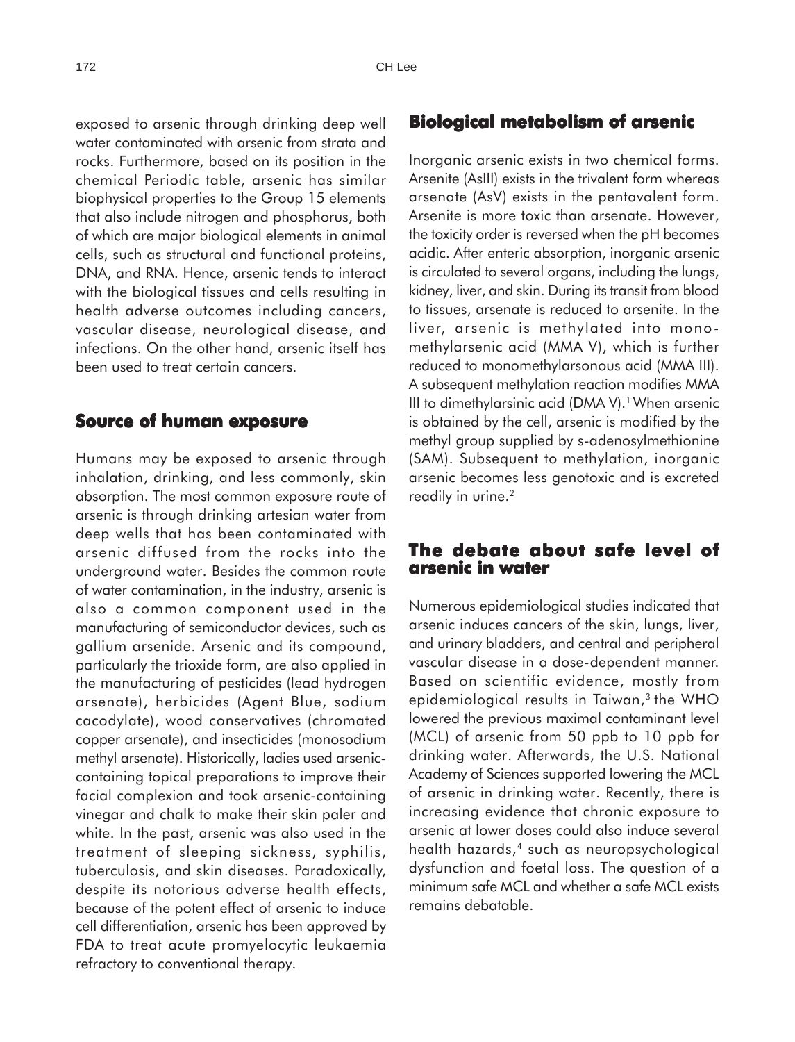exposed to arsenic through drinking deep well water contaminated with arsenic from strata and rocks. Furthermore, based on its position in the chemical Periodic table, arsenic has similar biophysical properties to the Group 15 elements that also include nitrogen and phosphorus, both of which are major biological elements in animal cells, such as structural and functional proteins, DNA, and RNA. Hence, arsenic tends to interact with the biological tissues and cells resulting in health adverse outcomes including cancers, vascular disease, neurological disease, and infections. On the other hand, arsenic itself has been used to treat certain cancers.

## Source of human exposure

Humans may be exposed to arsenic through inhalation, drinking, and less commonly, skin absorption. The most common exposure route of arsenic is through drinking artesian water from deep wells that has been contaminated with arsenic diffused from the rocks into the underground water. Besides the common route of water contamination, in the industry, arsenic is also a common component used in the manufacturing of semiconductor devices, such as gallium arsenide. Arsenic and its compound, particularly the trioxide form, are also applied in the manufacturing of pesticides (lead hydrogen arsenate), herbicides (Agent Blue, sodium cacodylate), wood conservatives (chromated copper arsenate), and insecticides (monosodium methyl arsenate). Historically, ladies used arsenic-containing topical preparations to improve their facial complexion and took arsenic-containing vinegar and chalk to make their skin paler and white. In the past, arsenic was also used in the treatment of sleeping sickness, syphilis, tuberculosis, and skin diseases. Paradoxically, despite its notorious adverse health effects, because of the potent effect of arsenic to induce cell differentiation, arsenic has been approved by FDA to treat acute promyelocytic leukaemia refractory to conventional therapy.

## Biological metabolism of arsenic

Inorganic arsenic exists in two chemical forms. Arsenite (AsIII) exists in the trivalent form whereas arsenate (AsV) exists in the pentavalent form. Arsenite is more toxic than arsenate. However, the toxicity order is reversed when the pH becomes acidic. After enteric absorption, inorganic arsenic is circulated to several organs, including the lungs, kidney, liver, and skin. During its transit from blood to tissues, arsenate is reduced to arsenite. In the liver, arsenic is methylated into monomethylarsenic acid (MMA V), which is further reduced to monomethylarsonous acid (MMA III). A subsequent methylation reaction modifies MMA III to dimethylarsinic acid (DMA V).[1] When arsenic is obtained by the cell, arsenic is modified by the methyl group supplied by s-adenosylmethionine (SAM). Subsequent to methylation, inorganic arsenic becomes less genotoxic and is excreted readily in urine.[2]

## The debate about safe level of arsenic in water

Numerous epidemiological studies indicated that arsenic induces cancers of the skin, lungs, liver, and urinary bladders, and central and peripheral vascular disease in a dose-dependent manner. Based on scientific evidence, mostly from epidemiological results in Taiwan,[3] the WHO lowered the previous maximal contaminant level (MCL) of arsenic from 50 ppb to 10 ppb for drinking water. Afterwards, the U.S. National Academy of Sciences supported lowering the MCL of arsenic in drinking water. Recently, there is increasing evidence that chronic exposure to arsenic at lower doses could also induce several health hazards,[4] such as neuropsychological dysfunction and foetal loss. The question of a minimum safe MCL and whether a safe MCL exists remains debatable.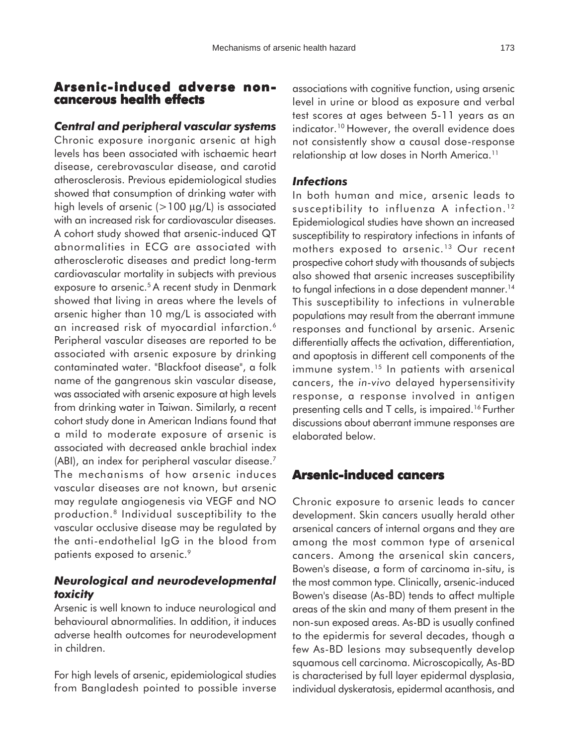## Arsenic-induced adverse non-cancerous health effects

### *Central and peripheral vascular systems*

Chronic exposure inorganic arsenic at high levels has been associated with ischaemic heart disease, cerebrovascular disease, and carotid atherosclerosis. Previous epidemiological studies showed that consumption of drinking water with high levels of arsenic (>100 μg/L) is associated with an increased risk for cardiovascular diseases. A cohort study showed that arsenic-induced QT abnormalities in ECG are associated with atherosclerotic diseases and predict long-term cardiovascular mortality in subjects with previous exposure to arsenic.[5] A recent study in Denmark showed that living in areas where the levels of arsenic higher than 10 mg/L is associated with an increased risk of myocardial infarction.[6] Peripheral vascular diseases are reported to be associated with arsenic exposure by drinking contaminated water. "Blackfoot disease", a folk name of the gangrenous skin vascular disease, was associated with arsenic exposure at high levels from drinking water in Taiwan. Similarly, a recent cohort study done in American Indians found that a mild to moderate exposure of arsenic is associated with decreased ankle brachial index (ABI), an index for peripheral vascular disease.[7] The mechanisms of how arsenic induces vascular diseases are not known, but arsenic may regulate angiogenesis via VEGF and NO production.[8] Individual susceptibility to the vascular occlusive disease may be regulated by the anti-endothelial IgG in the blood from patients exposed to arsenic.[9]

### *Neurological and neurodevelopmental toxicity*

Arsenic is well known to induce neurological and behavioural abnormalities. In addition, it induces adverse health outcomes for neurodevelopment in children.

For high levels of arsenic, epidemiological studies from Bangladesh pointed to possible inverse associations with cognitive function, using arsenic level in urine or blood as exposure and verbal test scores at ages between 5-11 years as an indicator.[10] However, the overall evidence does not consistently show a causal dose-response relationship at low doses in North America.[11]

### *Infections*

In both human and mice, arsenic leads to susceptibility to influenza A infection.[12] Epidemiological studies have shown an increased susceptibility to respiratory infections in infants of mothers exposed to arsenic.[13] Our recent prospective cohort study with thousands of subjects also showed that arsenic increases susceptibility to fungal infections in a dose dependent manner.[14] This susceptibility to infections in vulnerable populations may result from the aberrant immune responses and functional by arsenic. Arsenic differentially affects the activation, differentiation, and apoptosis in different cell components of the immune system.[15] In patients with arsenical cancers, the *in-vivo* delayed hypersensitivity response, a response involved in antigen presenting cells and T cells, is impaired.[16] Further discussions about aberrant immune responses are elaborated below.

## Arsenic-induced cancers

Chronic exposure to arsenic leads to cancer development. Skin cancers usually herald other arsenical cancers of internal organs and they are among the most common type of arsenical cancers. Among the arsenical skin cancers, Bowen's disease, a form of carcinoma in-situ, is the most common type. Clinically, arsenic-induced Bowen's disease (As-BD) tends to affect multiple areas of the skin and many of them present in the non-sun exposed areas. As-BD is usually confined to the epidermis for several decades, though a few As-BD lesions may subsequently develop squamous cell carcinoma. Microscopically, As-BD is characterised by full layer epidermal dysplasia, individual dyskeratosis, epidermal acanthosis, and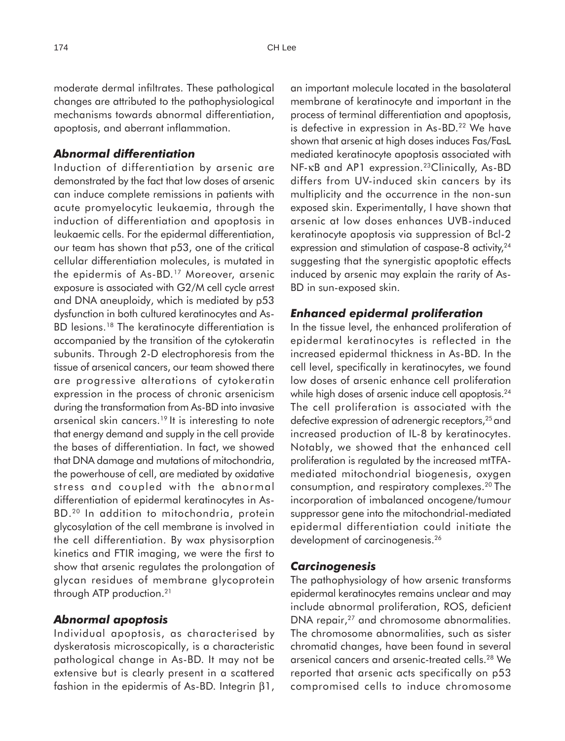moderate dermal infiltrates. These pathological changes are attributed to the pathophysiological mechanisms towards abnormal differentiation, apoptosis, and aberrant inflammation.

### *Abnormal differentiation*

Induction of differentiation by arsenic are demonstrated by the fact that low doses of arsenic can induce complete remissions in patients with acute promyelocytic leukaemia, through the induction of differentiation and apoptosis in leukaemic cells. For the epidermal differentiation, our team has shown that p53, one of the critical cellular differentiation molecules, is mutated in the epidermis of As-BD.[17] Moreover, arsenic exposure is associated with G2/M cell cycle arrest and DNA aneuploidy, which is mediated by p53 dysfunction in both cultured keratinocytes and As-BD lesions.[18] The keratinocyte differentiation is accompanied by the transition of the cytokeratin subunits. Through 2-D electrophoresis from the tissue of arsenical cancers, our team showed there are progressive alterations of cytokeratin expression in the process of chronic arsenicism during the transformation from As-BD into invasive arsenical skin cancers.[19] It is interesting to note that energy demand and supply in the cell provide the bases of differentiation. In fact, we showed that DNA damage and mutations of mitochondria, the powerhouse of cell, are mediated by oxidative stress and coupled with the abnormal differentiation of epidermal keratinocytes in As-BD.[20] In addition to mitochondria, protein glycosylation of the cell membrane is involved in the cell differentiation. By wax physisorption kinetics and FTIR imaging, we were the first to show that arsenic regulates the prolongation of glycan residues of membrane glycoprotein through ATP production.[21]

### *Abnormal apoptosis*

Individual apoptosis, as characterised by dyskeratosis microscopically, is a characteristic pathological change in As-BD. It may not be extensive but is clearly present in a scattered fashion in the epidermis of As-BD. Integrin $\beta1$, an important molecule located in the basolateral membrane of keratinocyte and important in the process of terminal differentiation and apoptosis, is defective in expression in As-BD.[22] We have shown that arsenic at high doses induces Fas/FasL mediated keratinocyte apoptosis associated with NF-$\kappa$B and AP1 expression.[23] Clinically, As-BD differs from UV-induced skin cancers by its multiplicity and the occurrence in the non-sun exposed skin. Experimentally, I have shown that arsenic at low doses enhances UVB-induced keratinocyte apoptosis via suppression of Bcl-2 expression and stimulation of caspase-8 activity,[24] suggesting that the synergistic apoptotic effects induced by arsenic may explain the rarity of As-BD in sun-exposed skin.

### *Enhanced epidermal proliferation*

In the tissue level, the enhanced proliferation of epidermal keratinocytes is reflected in the increased epidermal thickness in As-BD. In the cell level, specifically in keratinocytes, we found low doses of arsenic enhance cell proliferation while high doses of arsenic induce cell apoptosis.[24] The cell proliferation is associated with the defective expression of adrenergic receptors,[25] and increased production of IL-8 by keratinocytes. Notably, we showed that the enhanced cell proliferation is regulated by the increased mtTFA-mediated mitochondrial biogenesis, oxygen consumption, and respiratory complexes.[20] The incorporation of imbalanced oncogene/tumour suppressor gene into the mitochondrial-mediated epidermal differentiation could initiate the development of carcinogenesis.[26]

### *Carcinogenesis*

The pathophysiology of how arsenic transforms epidermal keratinocytes remains unclear and may include abnormal proliferation, ROS, deficient DNA repair,[27] and chromosome abnormalities. The chromosome abnormalities, such as sister chromatid changes, have been found in several arsenical cancers and arsenic-treated cells.[28] We reported that arsenic acts specifically on p53 compromised cells to induce chromosome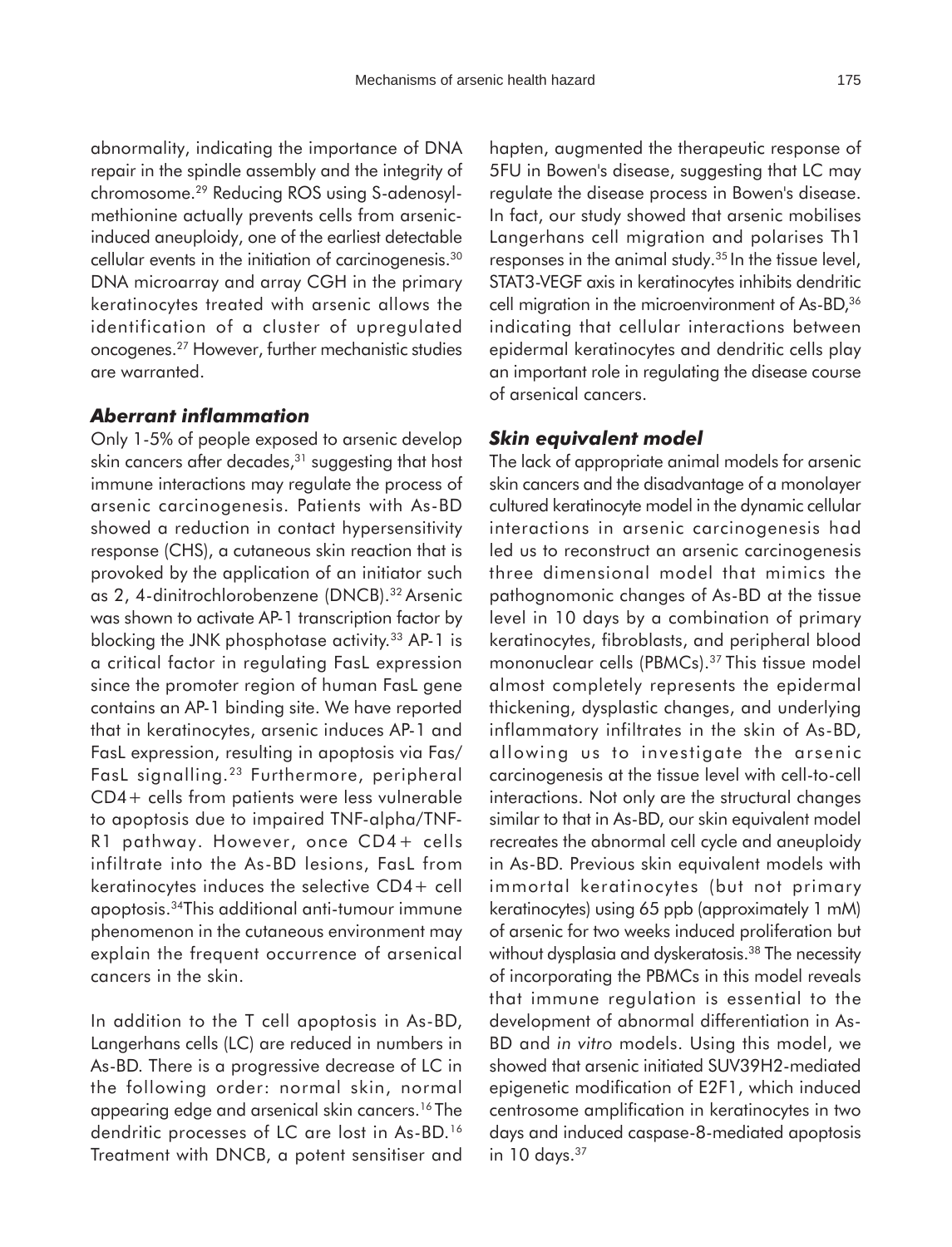abnormality, indicating the importance of DNA repair in the spindle assembly and the integrity of chromosome.[29] Reducing ROS using S-adenosylmethionine actually prevents cells from arsenic-induced aneuploidy, one of the earliest detectable cellular events in the initiation of carcinogenesis.[30] DNA microarray and array CGH in the primary keratinocytes treated with arsenic allows the identification of a cluster of upregulated oncogenes.[27] However, further mechanistic studies are warranted.

### *Aberrant inflammation*

Only 1-5% of people exposed to arsenic develop skin cancers after decades,[31] suggesting that host immune interactions may regulate the process of arsenic carcinogenesis. Patients with As-BD showed a reduction in contact hypersensitivity response (CHS), a cutaneous skin reaction that is provoked by the application of an initiator such as 2, 4-dinitrochlorobenzene (DNCB).[32] Arsenic was shown to activate AP-1 transcription factor by blocking the JNK phosphotase activity.[33] AP-1 is a critical factor in regulating FasL expression since the promoter region of human FasL gene contains an AP-1 binding site. We have reported that in keratinocytes, arsenic induces AP-1 and FasL expression, resulting in apoptosis via Fas/FasL signalling.[23] Furthermore, peripheral CD4+ cells from patients were less vulnerable to apoptosis due to impaired TNF-alpha/TNF-R1 pathway. However, once CD4+ cells infiltrate into the As-BD lesions, FasL from keratinocytes induces the selective CD4+ cell apoptosis.[34] This additional anti-tumour immune phenomenon in the cutaneous environment may explain the frequent occurrence of arsenical cancers in the skin.

In addition to the T cell apoptosis in As-BD, Langerhans cells (LC) are reduced in numbers in As-BD. There is a progressive decrease of LC in the following order: normal skin, normal appearing edge and arsenical skin cancers.[16] The dendritic processes of LC are lost in As-BD.[16] Treatment with DNCB, a potent sensitiser and hapten, augmented the therapeutic response of 5FU in Bowen's disease, suggesting that LC may regulate the disease process in Bowen's disease. In fact, our study showed that arsenic mobilises Langerhans cell migration and polarises Th1 responses in the animal study.[35] In the tissue level, STAT3-VEGF axis in keratinocytes inhibits dendritic cell migration in the microenvironment of As-BD,[36] indicating that cellular interactions between epidermal keratinocytes and dendritic cells play an important role in regulating the disease course of arsenical cancers.

### *Skin equivalent model*

The lack of appropriate animal models for arsenic skin cancers and the disadvantage of a monolayer cultured keratinocyte model in the dynamic cellular interactions in arsenic carcinogenesis had led us to reconstruct an arsenic carcinogenesis three dimensional model that mimics the pathognomonic changes of As-BD at the tissue level in 10 days by a combination of primary keratinocytes, fibroblasts, and peripheral blood mononuclear cells (PBMCs).[37] This tissue model almost completely represents the epidermal thickening, dysplastic changes, and underlying inflammatory infiltrates in the skin of As-BD, allowing us to investigate the arsenic carcinogenesis at the tissue level with cell-to-cell interactions. Not only are the structural changes similar to that in As-BD, our skin equivalent model recreates the abnormal cell cycle and aneuploidy in As-BD. Previous skin equivalent models with immortal keratinocytes (but not primary keratinocytes) using 65 ppb (approximately 1 mM) of arsenic for two weeks induced proliferation but without dysplasia and dyskeratosis.[38] The necessity of incorporating the PBMCs in this model reveals that immune regulation is essential to the development of abnormal differentiation in As-BD and *in vitro* models. Using this model, we showed that arsenic initiated SUV39H2-mediated epigenetic modification of E2F1, which induced centrosome amplification in keratinocytes in two days and induced caspase-8-mediated apoptosis in 10 days.[37]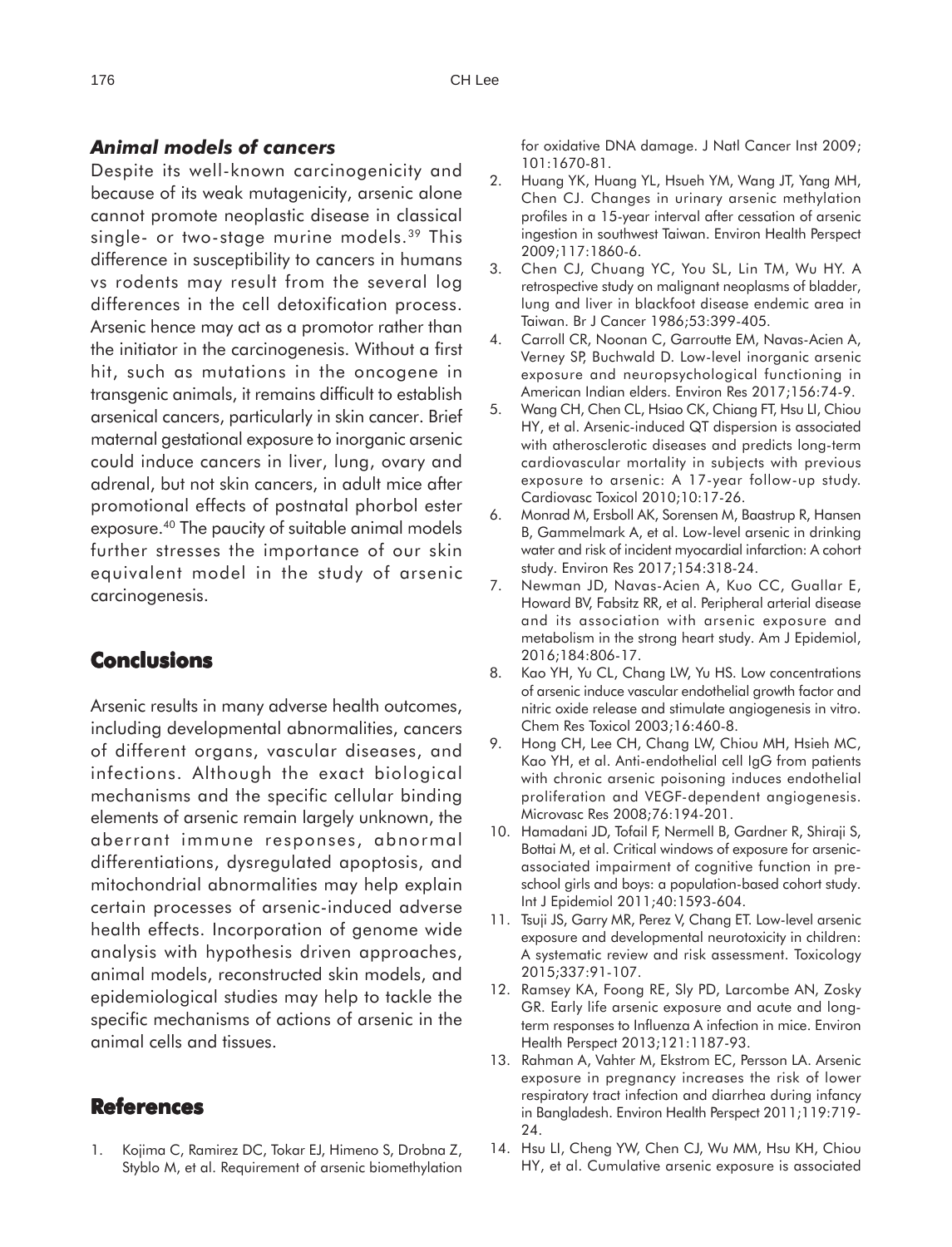### *Animal models of cancers*

Despite its well-known carcinogenicity and because of its weak mutagenicity, arsenic alone cannot promote neoplastic disease in classical single- or two-stage murine models.[39] This difference in susceptibility to cancers in humans vs rodents may result from the several log differences in the cell detoxification process. Arsenic hence may act as a promotor rather than the initiator in the carcinogenesis. Without a first hit, such as mutations in the oncogene in transgenic animals, it remains difficult to establish arsenical cancers, particularly in skin cancer. Brief maternal gestational exposure to inorganic arsenic could induce cancers in liver, lung, ovary and adrenal, but not skin cancers, in adult mice after promotional effects of postnatal phorbol ester exposure.[40] The paucity of suitable animal models further stresses the importance of our skin equivalent model in the study of arsenic carcinogenesis.

## Conclusions

Arsenic results in many adverse health outcomes, including developmental abnormalities, cancers of different organs, vascular diseases, and infections. Although the exact biological mechanisms and the specific cellular binding elements of arsenic remain largely unknown, the aberrant immune responses, abnormal differentiations, dysregulated apoptosis, and mitochondrial abnormalities may help explain certain processes of arsenic-induced adverse health effects. Incorporation of genome wide analysis with hypothesis driven approaches, animal models, reconstructed skin models, and epidemiological studies may help to tackle the specific mechanisms of actions of arsenic in the animal cells and tissues.

## References

1. Kojima C, Ramirez DC, Tokar EJ, Himeno S, Drobna Z, Styblo M, et al. Requirement of arsenic biomethylation for oxidative DNA damage. J Natl Cancer Inst 2009; 101:1670-81.
2. Huang YK, Huang YL, Hsueh YM, Wang JT, Yang MH, Chen CJ. Changes in urinary arsenic methylation profiles in a 15-year interval after cessation of arsenic ingestion in southwest Taiwan. Environ Health Perspect 2009;117:1860-6.
3. Chen CJ, Chuang YC, You SL, Lin TM, Wu HY. A retrospective study on malignant neoplasms of bladder, lung and liver in blackfoot disease endemic area in Taiwan. Br J Cancer 1986;53:399-405.
4. Carroll CR, Noonan C, Garroutte EM, Navas-Acien A, Verney SP, Buchwald D. Low-level inorganic arsenic exposure and neuropsychological functioning in American Indian elders. Environ Res 2017;156:74-9.
5. Wang CH, Chen CL, Hsiao CK, Chiang FT, Hsu LI, Chiou HY, et al. Arsenic-induced QT dispersion is associated with atherosclerotic diseases and predicts long-term cardiovascular mortality in subjects with previous exposure to arsenic: A 17-year follow-up study. Cardiovasc Toxicol 2010;10:17-26.
6. Monrad M, Ersboll AK, Sorensen M, Baastrup R, Hansen B, Gammelmark A, et al. Low-level arsenic in drinking water and risk of incident myocardial infarction: A cohort study. Environ Res 2017;154:318-24.
7. Newman JD, Navas-Acien A, Kuo CC, Guallar E, Howard BV, Fabsitz RR, et al. Peripheral arterial disease and its association with arsenic exposure and metabolism in the strong heart study. Am J Epidemiol, 2016;184:806-17.
8. Kao YH, Yu CL, Chang LW, Yu HS. Low concentrations of arsenic induce vascular endothelial growth factor and nitric oxide release and stimulate angiogenesis in vitro. Chem Res Toxicol 2003;16:460-8.
9. Hong CH, Lee CH, Chang LW, Chiou MH, Hsieh MC, Kao YH, et al. Anti-endothelial cell IgG from patients with chronic arsenic poisoning induces endothelial proliferation and VEGF-dependent angiogenesis. Microvasc Res 2008;76:194-201.
10. Hamadani JD, Tofail F, Nermell B, Gardner R, Shiraji S, Bottai M, et al. Critical windows of exposure for arsenic-associated impairment of cognitive function in pre-school girls and boys: a population-based cohort study. Int J Epidemiol 2011;40:1593-604.
11. Tsuji JS, Garry MR, Perez V, Chang ET. Low-level arsenic exposure and developmental neurotoxicity in children: A systematic review and risk assessment. Toxicology 2015;337:91-107.
12. Ramsey KA, Foong RE, Sly PD, Larcombe AN, Zosky GR. Early life arsenic exposure and acute and long-term responses to Influenza A infection in mice. Environ Health Perspect 2013;121:1187-93.
13. Rahman A, Vahter M, Ekstrom EC, Persson LA. Arsenic exposure in pregnancy increases the risk of lower respiratory tract infection and diarrhea during infancy in Bangladesh. Environ Health Perspect 2011;119:719-24.
14. Hsu LI, Cheng YW, Chen CJ, Wu MM, Hsu KH, Chiou HY, et al. Cumulative arsenic exposure is associated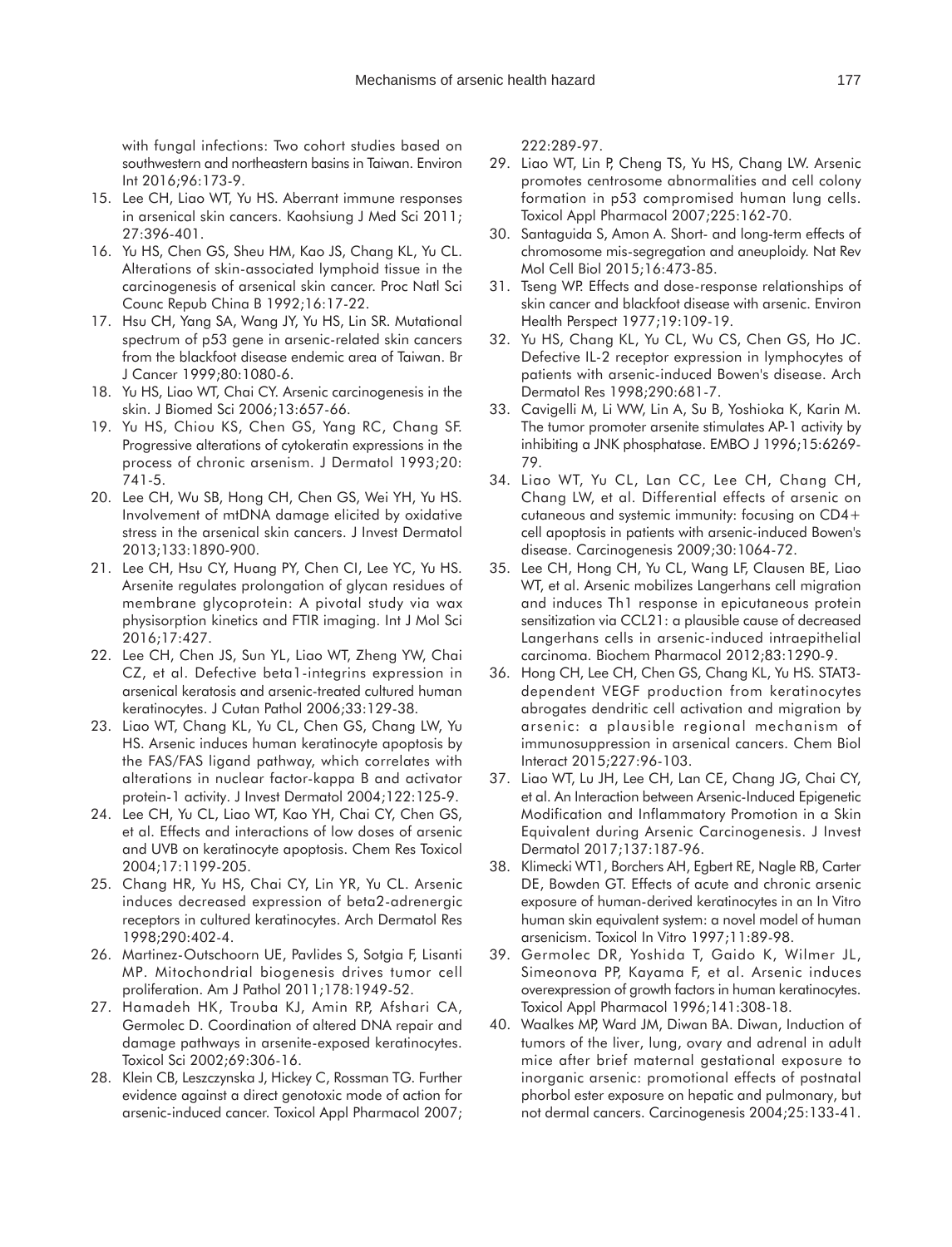with fungal infections: Two cohort studies based on southwestern and northeastern basins in Taiwan. Environ Int 2016;96:173-9.

15. Lee CH, Liao WT, Yu HS. Aberrant immune responses in arsenical skin cancers. Kaohsiung J Med Sci 2011; 27:396-401.
16. Yu HS, Chen GS, Sheu HM, Kao JS, Chang KL, Yu CL. Alterations of skin-associated lymphoid tissue in the carcinogenesis of arsenical skin cancer. Proc Natl Sci Counc Repub China B 1992;16:17-22.
17. Hsu CH, Yang SA, Wang JY, Yu HS, Lin SR. Mutational spectrum of p53 gene in arsenic-related skin cancers from the blackfoot disease endemic area of Taiwan. Br J Cancer 1999;80:1080-6.
18. Yu HS, Liao WT, Chai CY. Arsenic carcinogenesis in the skin. J Biomed Sci 2006;13:657-66.
19. Yu HS, Chiou KS, Chen GS, Yang RC, Chang SF. Progressive alterations of cytokeratin expressions in the process of chronic arsenism. J Dermatol 1993;20: 741-5.
20. Lee CH, Wu SB, Hong CH, Chen GS, Wei YH, Yu HS. Involvement of mtDNA damage elicited by oxidative stress in the arsenical skin cancers. J Invest Dermatol 2013;133:1890-900.
21. Lee CH, Hsu CY, Huang PY, Chen CI, Lee YC, Yu HS. Arsenite regulates prolongation of glycan residues of membrane glycoprotein: A pivotal study via wax physisorption kinetics and FTIR imaging. Int J Mol Sci 2016;17:427.
22. Lee CH, Chen JS, Sun YL, Liao WT, Zheng YW, Chai CZ, et al. Defective beta1-integrins expression in arsenical keratosis and arsenic-treated cultured human keratinocytes. J Cutan Pathol 2006;33:129-38.
23. Liao WT, Chang KL, Yu CL, Chen GS, Chang LW, Yu HS. Arsenic induces human keratinocyte apoptosis by the FAS/FAS ligand pathway, which correlates with alterations in nuclear factor-kappa B and activator protein-1 activity. J Invest Dermatol 2004;122:125-9.
24. Lee CH, Yu CL, Liao WT, Kao YH, Chai CY, Chen GS, et al. Effects and interactions of low doses of arsenic and UVB on keratinocyte apoptosis. Chem Res Toxicol 2004;17:1199-205.
25. Chang HR, Yu HS, Chai CY, Lin YR, Yu CL. Arsenic induces decreased expression of beta2-adrenergic receptors in cultured keratinocytes. Arch Dermatol Res 1998;290:402-4.
26. Martinez-Outschoorn UE, Pavlides S, Sotgia F, Lisanti MP. Mitochondrial biogenesis drives tumor cell proliferation. Am J Pathol 2011;178:1949-52.
27. Hamadeh HK, Trouba KJ, Amin RP, Afshari CA, Germolec D. Coordination of altered DNA repair and damage pathways in arsenite-exposed keratinocytes. Toxicol Sci 2002;69:306-16.
28. Klein CB, Leszczynska J, Hickey C, Rossman TG. Further evidence against a direct genotoxic mode of action for arsenic-induced cancer. Toxicol Appl Pharmacol 2007; 222:289-97.
29. Liao WT, Lin P, Cheng TS, Yu HS, Chang LW. Arsenic promotes centrosome abnormalities and cell colony formation in p53 compromised human lung cells. Toxicol Appl Pharmacol 2007;225:162-70.
30. Santaguida S, Amon A. Short- and long-term effects of chromosome mis-segregation and aneuploidy. Nat Rev Mol Cell Biol 2015;16:473-85.
31. Tseng WP. Effects and dose-response relationships of skin cancer and blackfoot disease with arsenic. Environ Health Perspect 1977;19:109-19.
32. Yu HS, Chang KL, Yu CL, Wu CS, Chen GS, Ho JC. Defective IL-2 receptor expression in lymphocytes of patients with arsenic-induced Bowen's disease. Arch Dermatol Res 1998;290:681-7.
33. Cavigelli M, Li WW, Lin A, Su B, Yoshioka K, Karin M. The tumor promoter arsenite stimulates AP-1 activity by inhibiting a JNK phosphatase. EMBO J 1996;15:6269-79.
34. Liao WT, Yu CL, Lan CC, Lee CH, Chang CH, Chang LW, et al. Differential effects of arsenic on cutaneous and systemic immunity: focusing on CD4+ cell apoptosis in patients with arsenic-induced Bowen's disease. Carcinogenesis 2009;30:1064-72.
35. Lee CH, Hong CH, Yu CL, Wang LF, Clausen BE, Liao WT, et al. Arsenic mobilizes Langerhans cell migration and induces Th1 response in epicutaneous protein sensitization via CCL21: a plausible cause of decreased Langerhans cells in arsenic-induced intraepithelial carcinoma. Biochem Pharmacol 2012;83:1290-9.
36. Hong CH, Lee CH, Chen GS, Chang KL, Yu HS. STAT3-dependent VEGF production from keratinocytes abrogates dendritic cell activation and migration by arsenic: a plausible regional mechanism of immunosuppression in arsenical cancers. Chem Biol Interact 2015;227:96-103.
37. Liao WT, Lu JH, Lee CH, Lan CE, Chang JG, Chai CY, et al. An Interaction between Arsenic-Induced Epigenetic Modification and Inflammatory Promotion in a Skin Equivalent during Arsenic Carcinogenesis. J Invest Dermatol 2017;137:187-96.
38. Klimecki WT1, Borchers AH, Egbert RE, Nagle RB, Carter DE, Bowden GT. Effects of acute and chronic arsenic exposure of human-derived keratinocytes in an In Vitro human skin equivalent system: a novel model of human arsenicism. Toxicol In Vitro 1997;11:89-98.
39. Germolec DR, Yoshida T, Gaido K, Wilmer JL, Simeonova PP, Kayama F, et al. Arsenic induces overexpression of growth factors in human keratinocytes. Toxicol Appl Pharmacol 1996;141:308-18.
40. Waalkes MP, Ward JM, Diwan BA. Diwan, Induction of tumors of the liver, lung, ovary and adrenal in adult mice after brief maternal gestational exposure to inorganic arsenic: promotional effects of postnatal phorbol ester exposure on hepatic and pulmonary, but not dermal cancers. Carcinogenesis 2004;25:133-41.